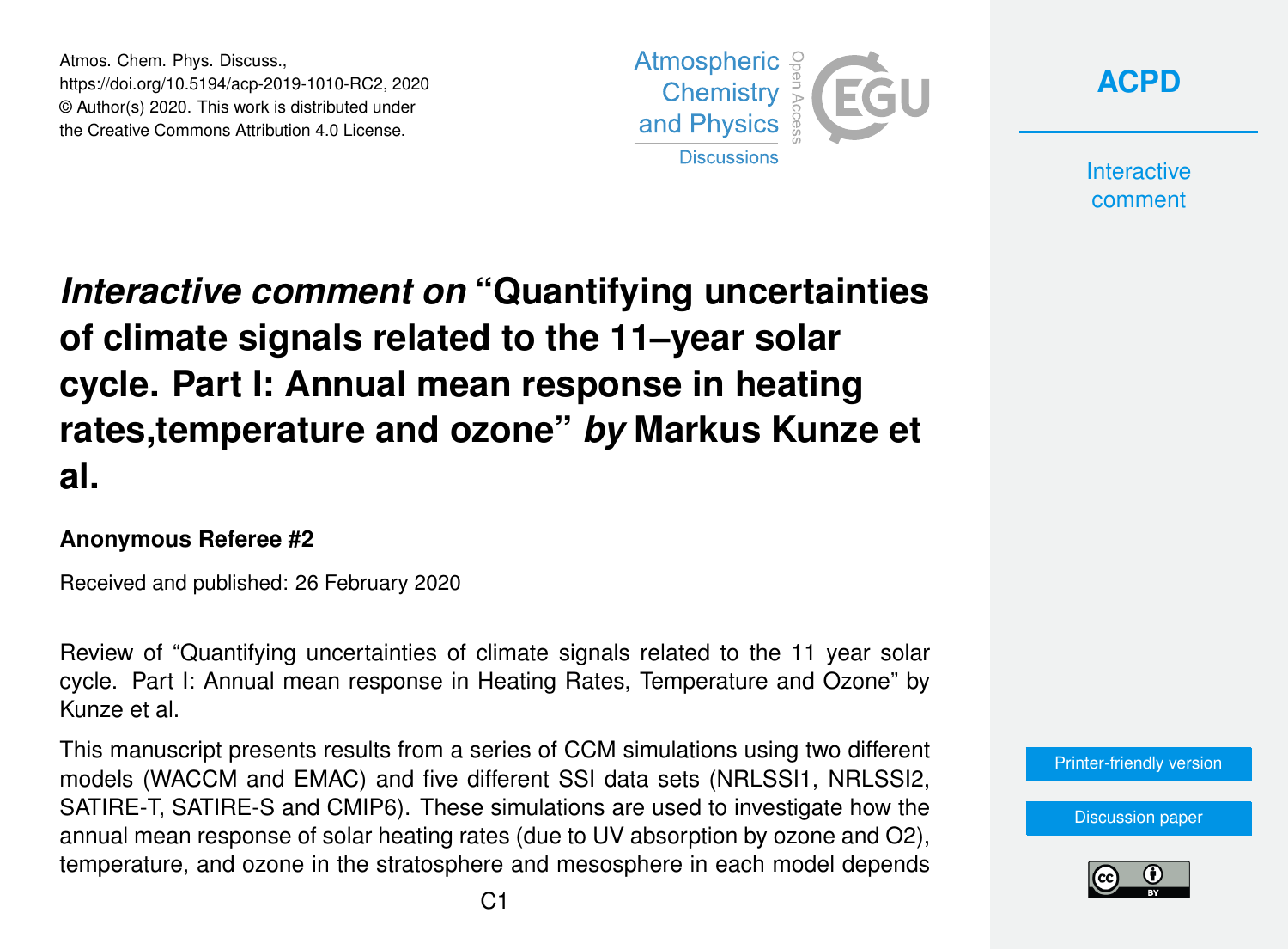# *Interactive comment on* "Quantifying uncertainties of climate signals related to the 11–year solar cycle. Part I: Annual mean response in heating rates,temperature and ozone" *by* Markus Kunze et al.

**Anonymous Referee #2**

Received and published: 26 February 2020

Review of "Quantifying uncertainties of climate signals related to the 11 year solar cycle. Part I: Annual mean response in Heating Rates, Temperature and Ozone" by Kunze et al.

This manuscript presents results from a series of CCM simulations using two different models (WACCM and EMAC) and five different SSI data sets (NRLSSI1, NRLSSI2, SATIRE-T, SATIRE-S and CMIP6). These simulations are used to investigate how the annual mean response of solar heating rates (due to UV absorption by ozone and O2), temperature, and ozone in the stratosphere and mesosphere in each model depends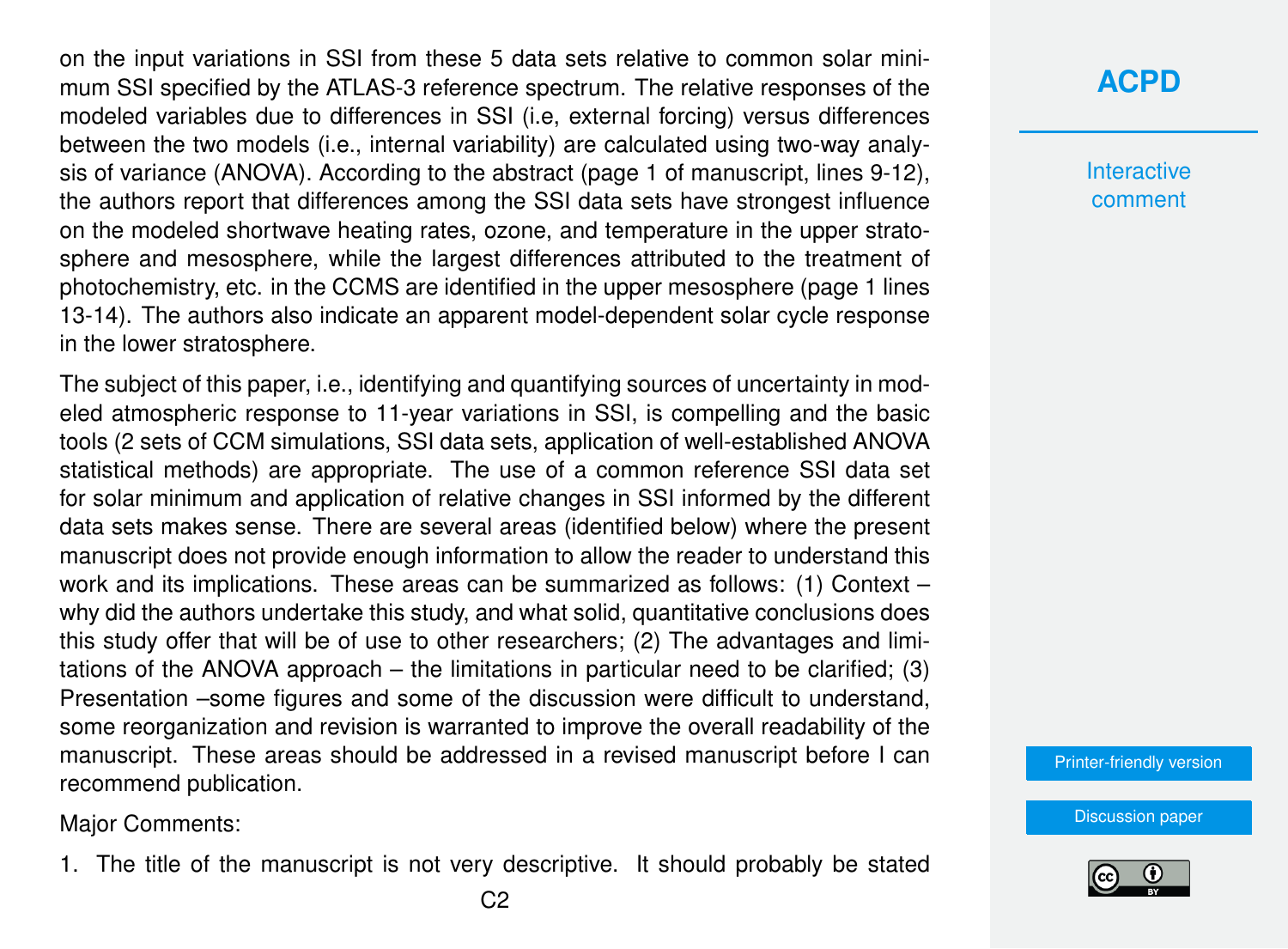on the input variations in SSI from these 5 data sets relative to common solar minimum SSI specified by the ATLAS-3 reference spectrum. The relative responses of the modeled variables due to differences in SSI (i.e, external forcing) versus differences between the two models (i.e., internal variability) are calculated using two-way analysis of variance (ANOVA). According to the abstract (page 1 of manuscript, lines 9-12), the authors report that differences among the SSI data sets have strongest influence on the modeled shortwave heating rates, ozone, and temperature in the upper stratosphere and mesosphere, while the largest differences attributed to the treatment of photochemistry, etc. in the CCMS are identified in the upper mesosphere (page 1 lines 13-14). The authors also indicate an apparent model-dependent solar cycle response in the lower stratosphere.

The subject of this paper, i.e., identifying and quantifying sources of uncertainty in modeled atmospheric response to 11-year variations in SSI, is compelling and the basic tools (2 sets of CCM simulations, SSI data sets, application of well-established ANOVA statistical methods) are appropriate. The use of a common reference SSI data set for solar minimum and application of relative changes in SSI informed by the different data sets makes sense. There are several areas (identified below) where the present manuscript does not provide enough information to allow the reader to understand this work and its implications. These areas can be summarized as follows: (1) Context – why did the authors undertake this study, and what solid, quantitative conclusions does this study offer that will be of use to other researchers; (2) The advantages and limitations of the ANOVA approach – the limitations in particular need to be clarified; (3) Presentation –some figures and some of the discussion were difficult to understand, some reorganization and revision is warranted to improve the overall readability of the manuscript. These areas should be addressed in a revised manuscript before I can recommend publication.

Major Comments:

1. The title of the manuscript is not very descriptive. It should probably be stated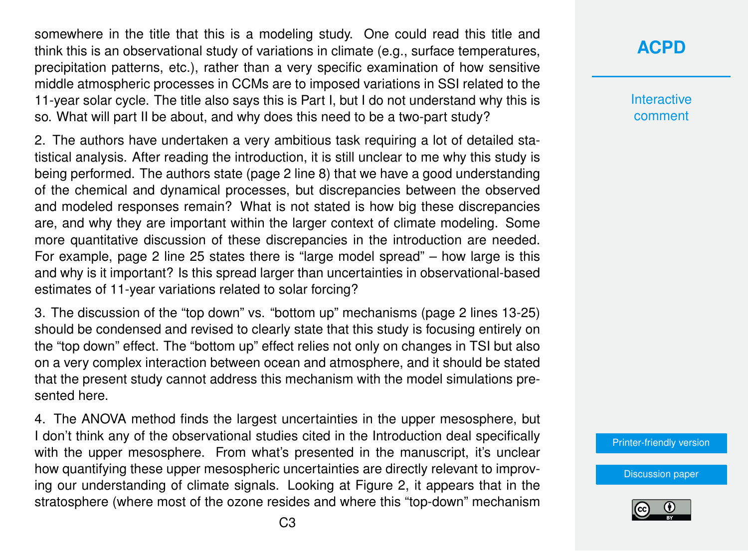somewhere in the title that this is a modeling study. One could read this title and think this is an observational study of variations in climate (e.g., surface temperatures, precipitation patterns, etc.), rather than a very specific examination of how sensitive middle atmospheric processes in CCMs are to imposed variations in SSI related to the 11-year solar cycle. The title also says this is Part I, but I do not understand why this is so. What will part II be about, and why does this need to be a two-part study?

2. The authors have undertaken a very ambitious task requiring a lot of detailed statistical analysis. After reading the introduction, it is still unclear to me why this study is being performed. The authors state (page 2 line 8) that we have a good understanding of the chemical and dynamical processes, but discrepancies between the observed and modeled responses remain? What is not stated is how big these discrepancies are, and why they are important within the larger context of climate modeling. Some more quantitative discussion of these discrepancies in the introduction are needed. For example, page 2 line 25 states there is "large model spread" – how large is this and why is it important? Is this spread larger than uncertainties in observational-based estimates of 11-year variations related to solar forcing?

3. The discussion of the "top down" vs. "bottom up" mechanisms (page 2 lines 13-25) should be condensed and revised to clearly state that this study is focusing entirely on the "top down" effect. The "bottom up" effect relies not only on changes in TSI but also on a very complex interaction between ocean and atmosphere, and it should be stated that the present study cannot address this mechanism with the model simulations presented here.

4. The ANOVA method finds the largest uncertainties in the upper mesosphere, but I don't think any of the observational studies cited in the Introduction deal specifically with the upper mesosphere. From what's presented in the manuscript, it's unclear how quantifying these upper mesospheric uncertainties are directly relevant to improving our understanding of climate signals. Looking at Figure 2, it appears that in the stratosphere (where most of the ozone resides and where this "top-down" mechanism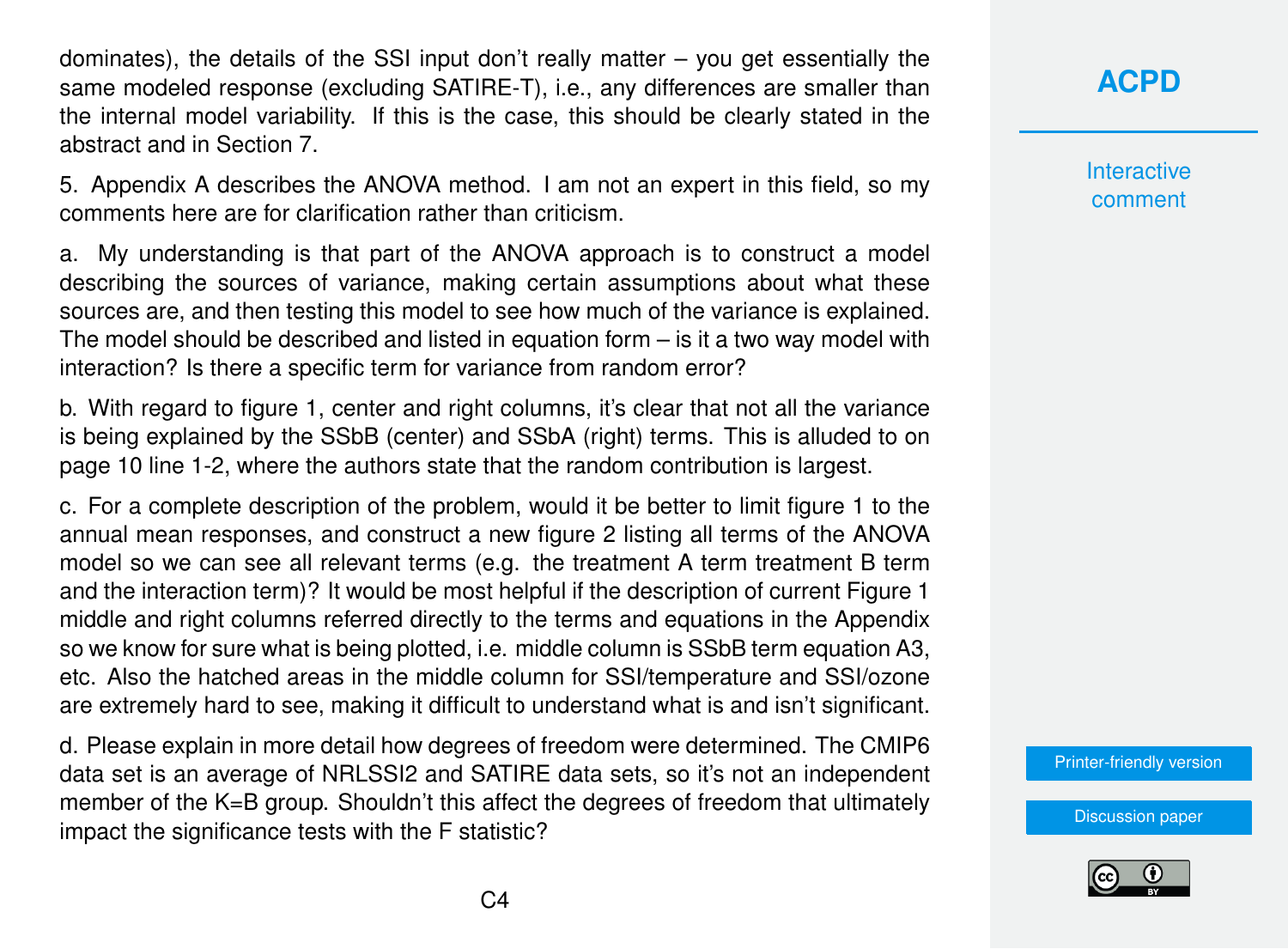dominates), the details of the SSI input don't really matter – you get essentially the same modeled response (excluding SATIRE-T), i.e., any differences are smaller than the internal model variability. If this is the case, this should be clearly stated in the abstract and in Section 7.

5. Appendix A describes the ANOVA method. I am not an expert in this field, so my comments here are for clarification rather than criticism.

a. My understanding is that part of the ANOVA approach is to construct a model describing the sources of variance, making certain assumptions about what these sources are, and then testing this model to see how much of the variance is explained. The model should be described and listed in equation form – is it a two way model with interaction? Is there a specific term for variance from random error?

b. With regard to figure 1, center and right columns, it's clear that not all the variance is being explained by the SSbB (center) and SSbA (right) terms. This is alluded to on page 10 line 1-2, where the authors state that the random contribution is largest.

c. For a complete description of the problem, would it be better to limit figure 1 to the annual mean responses, and construct a new figure 2 listing all terms of the ANOVA model so we can see all relevant terms (e.g. the treatment A term treatment B term and the interaction term)? It would be most helpful if the description of current Figure 1 middle and right columns referred directly to the terms and equations in the Appendix so we know for sure what is being plotted, i.e. middle column is SSbB term equation A3, etc. Also the hatched areas in the middle column for SSI/temperature and SSI/ozone are extremely hard to see, making it difficult to understand what is and isn't significant.

d. Please explain in more detail how degrees of freedom were determined. The CMIP6 data set is an average of NRLSSI2 and SATIRE data sets, so it's not an independent member of the K=B group. Shouldn't this affect the degrees of freedom that ultimately impact the significance tests with the F statistic?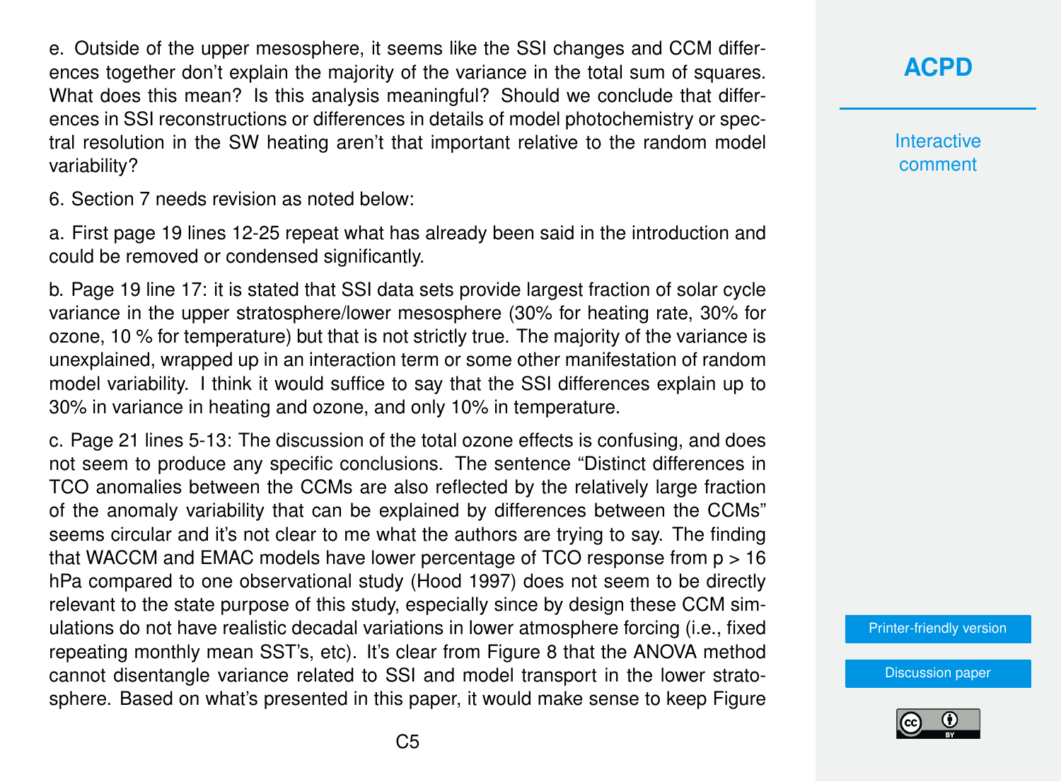e. Outside of the upper mesosphere, it seems like the SSI changes and CCM differences together don't explain the majority of the variance in the total sum of squares. What does this mean? Is this analysis meaningful? Should we conclude that differences in SSI reconstructions or differences in details of model photochemistry or spectral resolution in the SW heating aren't that important relative to the random model variability?

6. Section 7 needs revision as noted below:

a. First page 19 lines 12-25 repeat what has already been said in the introduction and could be removed or condensed significantly.

b. Page 19 line 17: it is stated that SSI data sets provide largest fraction of solar cycle variance in the upper stratosphere/lower mesosphere (30% for heating rate, 30% for ozone, 10 % for temperature) but that is not strictly true. The majority of the variance is unexplained, wrapped up in an interaction term or some other manifestation of random model variability. I think it would suffice to say that the SSI differences explain up to 30% in variance in heating and ozone, and only 10% in temperature.

c. Page 21 lines 5-13: The discussion of the total ozone effects is confusing, and does not seem to produce any specific conclusions. The sentence "Distinct differences in TCO anomalies between the CCMs are also reflected by the relatively large fraction of the anomaly variability that can be explained by differences between the CCMs" seems circular and it's not clear to me what the authors are trying to say. The finding that WACCM and EMAC models have lower percentage of TCO response from p > 16 hPa compared to one observational study (Hood 1997) does not seem to be directly relevant to the state purpose of this study, especially since by design these CCM simulations do not have realistic decadal variations in lower atmosphere forcing (i.e., fixed repeating monthly mean SST's, etc). It's clear from Figure 8 that the ANOVA method cannot disentangle variance related to SSI and model transport in the lower stratosphere. Based on what's presented in this paper, it would make sense to keep Figure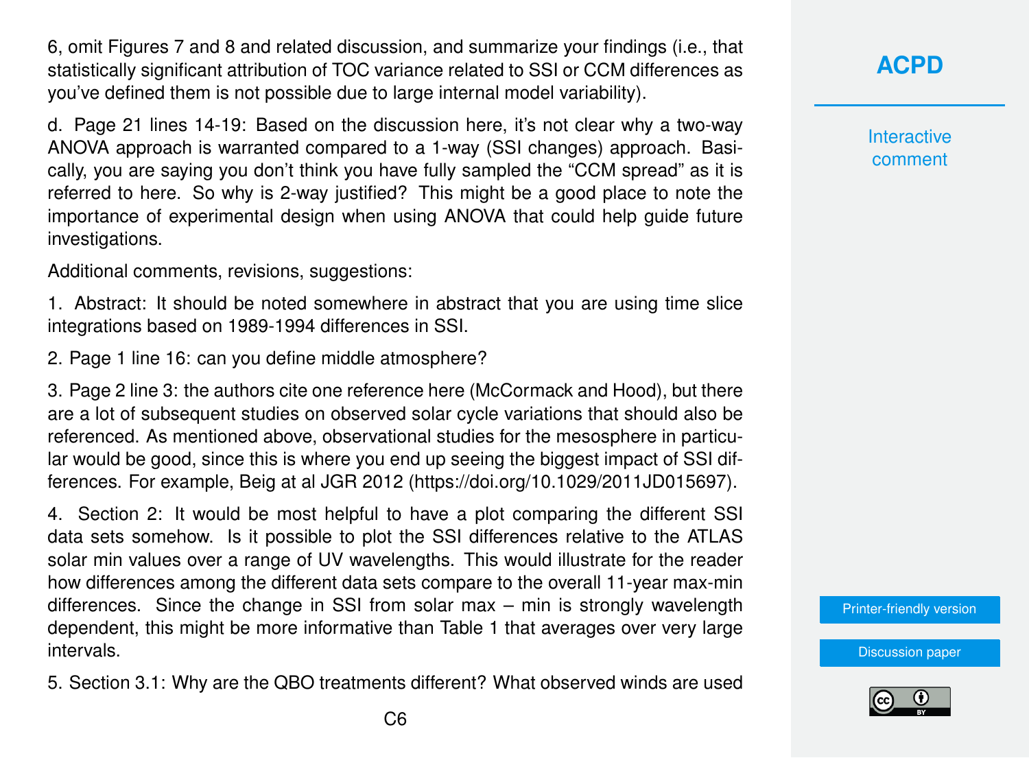6, omit Figures 7 and 8 and related discussion, and summarize your findings (i.e., that statistically significant attribution of TOC variance related to SSI or CCM differences as you've defined them is not possible due to large internal model variability).

d. Page 21 lines 14-19: Based on the discussion here, it's not clear why a two-way ANOVA approach is warranted compared to a 1-way (SSI changes) approach. Basically, you are saying you don't think you have fully sampled the "CCM spread" as it is referred to here. So why is 2-way justified? This might be a good place to note the importance of experimental design when using ANOVA that could help guide future investigations.

Additional comments, revisions, suggestions:

1. Abstract: It should be noted somewhere in abstract that you are using time slice integrations based on 1989-1994 differences in SSI.

2. Page 1 line 16: can you define middle atmosphere?

3. Page 2 line 3: the authors cite one reference here (McCormack and Hood), but there are a lot of subsequent studies on observed solar cycle variations that should also be referenced. As mentioned above, observational studies for the mesosphere in particular would be good, since this is where you end up seeing the biggest impact of SSI differences. For example, Beig at al JGR 2012 (https://doi.org/10.1029/2011JD015697).

4. Section 2: It would be most helpful to have a plot comparing the different SSI data sets somehow. Is it possible to plot the SSI differences relative to the ATLAS solar min values over a range of UV wavelengths. This would illustrate for the reader how differences among the different data sets compare to the overall 11-year max-min differences. Since the change in SSI from solar max – min is strongly wavelength dependent, this might be more informative than Table 1 that averages over very large intervals.

5. Section 3.1: Why are the QBO treatments different? What observed winds are used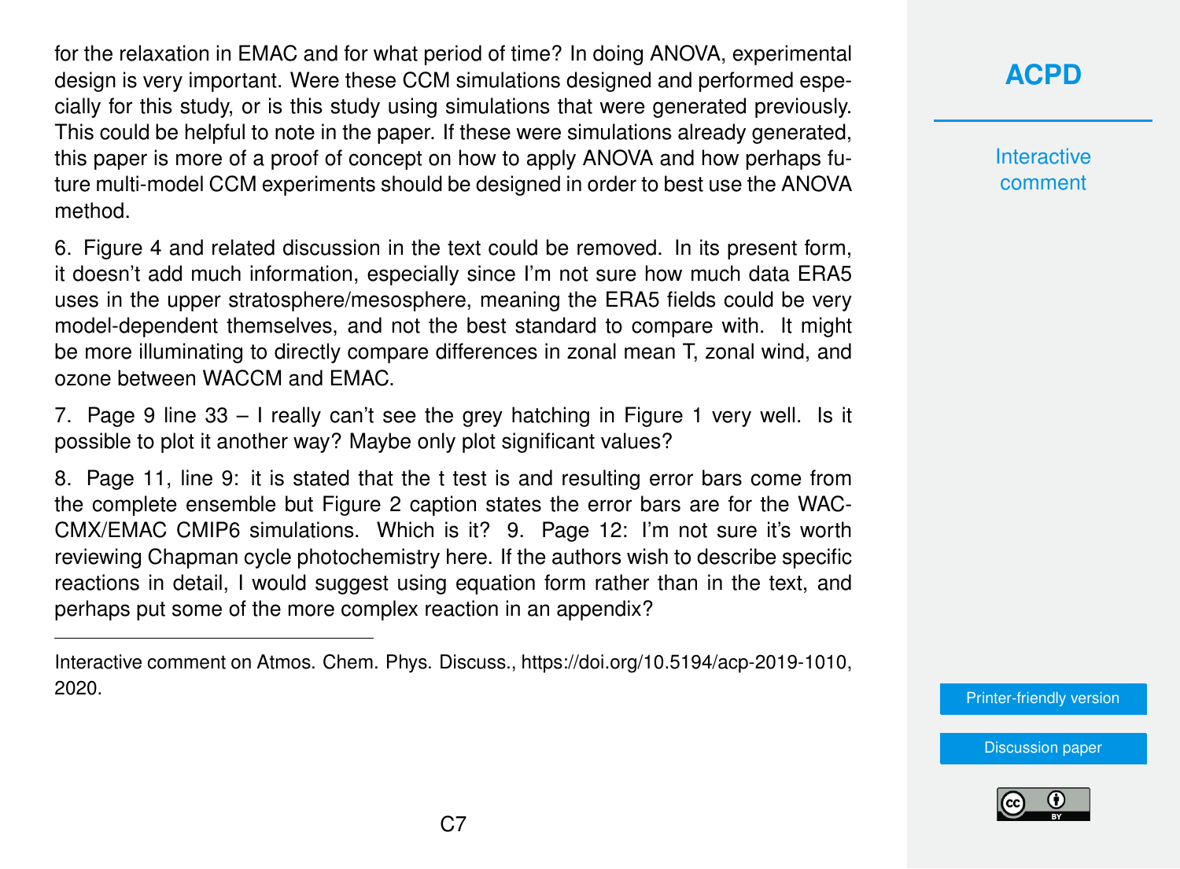for the relaxation in EMAC and for what period of time? In doing ANOVA, experimental design is very important. Were these CCM simulations designed and performed especially for this study, or is this study using simulations that were generated previously. This could be helpful to note in the paper. If these were simulations already generated, this paper is more of a proof of concept on how to apply ANOVA and how perhaps future multi-model CCM experiments should be designed in order to best use the ANOVA method.

6. Figure 4 and related discussion in the text could be removed. In its present form, it doesn't add much information, especially since I'm not sure how much data ERA5 uses in the upper stratosphere/mesosphere, meaning the ERA5 fields could be very model-dependent themselves, and not the best standard to compare with. It might be more illuminating to directly compare differences in zonal mean T, zonal wind, and ozone between WACCM and EMAC.

7. Page 9 line 33 – I really can't see the grey hatching in Figure 1 very well. Is it possible to plot it another way? Maybe only plot significant values?

8. Page 11, line 9: it is stated that the t test is and resulting error bars come from the complete ensemble but Figure 2 caption states the error bars are for the WACCMX/EMAC CMIP6 simulations. Which is it? 9. Page 12: I'm not sure it's worth reviewing Chapman cycle photochemistry here. If the authors wish to describe specific reactions in detail, I would suggest using equation form rather than in the text, and perhaps put some of the more complex reaction in an appendix?

---

Interactive comment on Atmos. Chem. Phys. Discuss., https://doi.org/10.5194/acp-2019-1010, 2020.